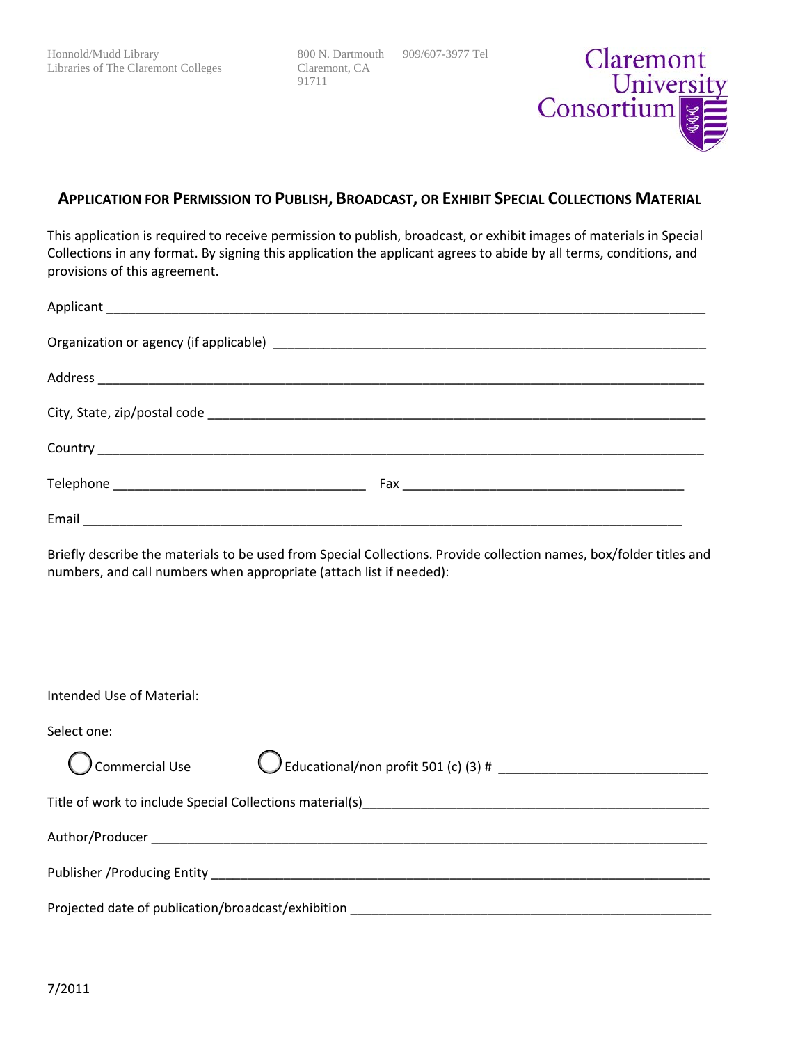Honnold/Mudd Library
Libraries of The Claremont Colleges

800 N. Dartmouth
Claremont, CA
91711

909/607-3977 Tel

Claremont University Consortium

## APPLICATION FOR PERMISSION TO PUBLISH, BROADCAST, OR EXHIBIT SPECIAL COLLECTIONS MATERIAL

This application is required to receive permission to publish, broadcast, or exhibit images of materials in Special Collections in any format. By signing this application the applicant agrees to abide by all terms, conditions, and provisions of this agreement.

Applicant ___________________________________________________________________________

Organization or agency (if applicable) _______________________________________________________

Address ____________________________________________________________________________

City, State, zip/postal code _______________________________________________________________

Country ____________________________________________________________________________

Telephone ________________________________ Fax ____________________________________

Email ______________________________________________________________________________

Briefly describe the materials to be used from Special Collections. Provide collection names, box/folder titles and numbers, and call numbers when appropriate (attach list if needed):

Intended Use of Material:

Select one:

◯ Commercial Use ◯ Educational/non profit 501 (c) (3) # ___________________________

Title of work to include Special Collections material(s)_________________________________________

Author/Producer _______________________________________________________________________

Publisher /Producing Entity ______________________________________________________________

Projected date of publication/broadcast/exhibition ___________________________________________

7/2011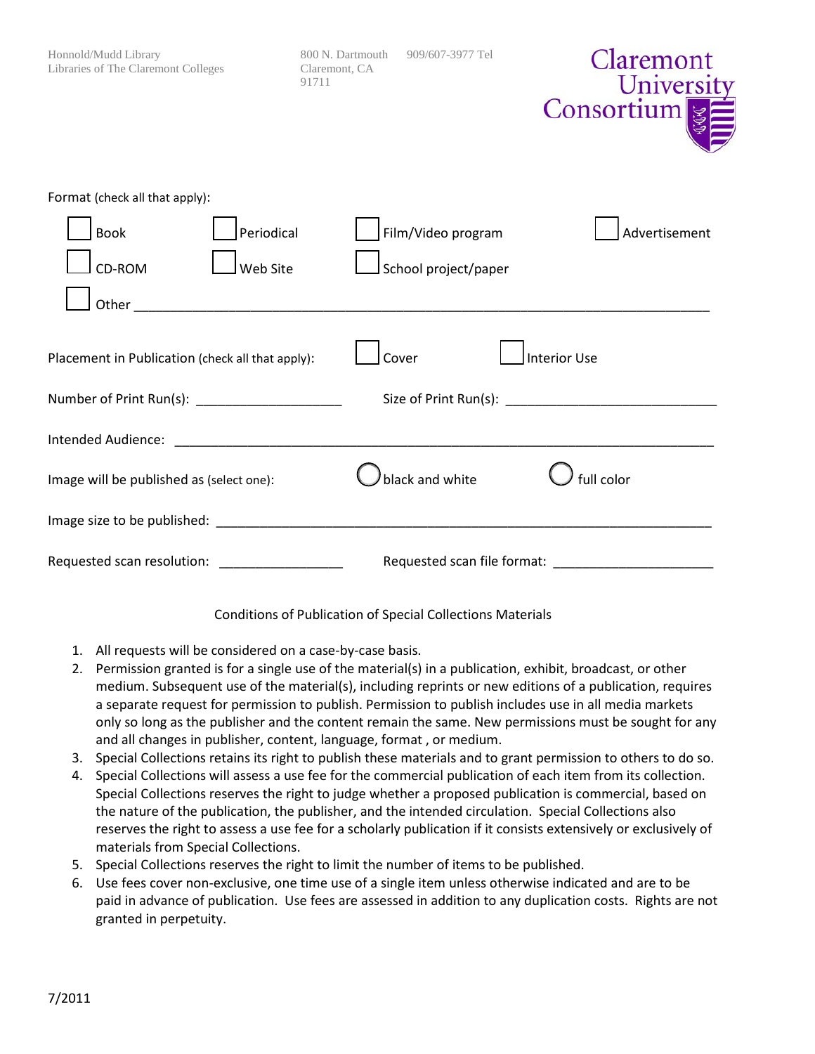Honnold/Mudd Library
Libraries of The Claremont Colleges

800 N. Dartmouth
Claremont, CA
91711

909/607-3977 Tel

Claremont University Consortium

Format (check all that apply):

☐ Book ☐ Periodical ☐ Film/Video program ☐ Advertisement

☐ CD-ROM ☐ Web Site ☐ School project/paper

☐ Other ______________________________________________________________________________

Placement in Publication (check all that apply): ☐ Cover ☐ Interior Use

Number of Print Run(s): ____________________ Size of Print Run(s): ____________________________

Intended Audience: ________________________________________________________________________

Image will be published as (select one): ◯ black and white ◯ full color

Image size to be published: _____________________________________________________________

Requested scan resolution: ________________ Requested scan file format: _____________________

Conditions of Publication of Special Collections Materials

1. All requests will be considered on a case-by-case basis.
2. Permission granted is for a single use of the material(s) in a publication, exhibit, broadcast, or other medium. Subsequent use of the material(s), including reprints or new editions of a publication, requires a separate request for permission to publish. Permission to publish includes use in all media markets only so long as the publisher and the content remain the same. New permissions must be sought for any and all changes in publisher, content, language, format , or medium.
3. Special Collections retains its right to publish these materials and to grant permission to others to do so.
4. Special Collections will assess a use fee for the commercial publication of each item from its collection. Special Collections reserves the right to judge whether a proposed publication is commercial, based on the nature of the publication, the publisher, and the intended circulation. Special Collections also reserves the right to assess a use fee for a scholarly publication if it consists extensively or exclusively of materials from Special Collections.
5. Special Collections reserves the right to limit the number of items to be published.
6. Use fees cover non-exclusive, one time use of a single item unless otherwise indicated and are to be paid in advance of publication. Use fees are assessed in addition to any duplication costs. Rights are not granted in perpetuity.

7/2011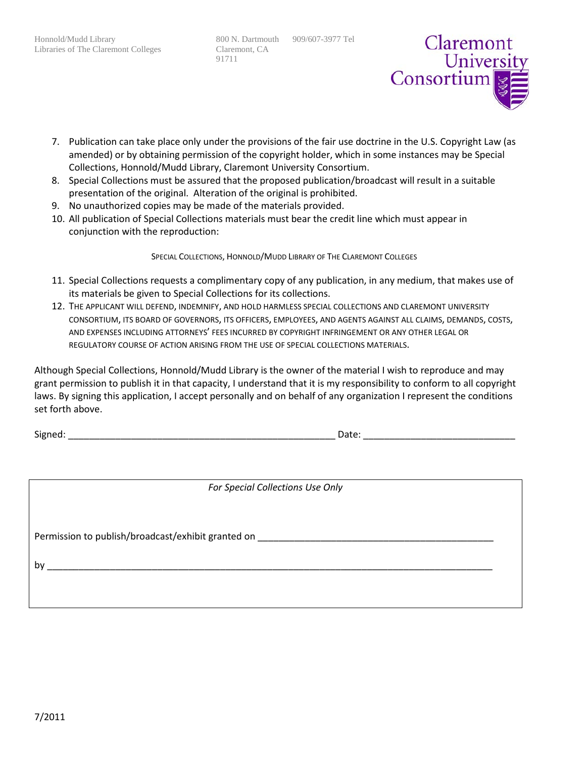Honnold/Mudd Library
Libraries of The Claremont Colleges

800 N. Dartmouth
Claremont, CA
91711

909/607-3977 Tel

Claremont University Consortium

7. Publication can take place only under the provisions of the fair use doctrine in the U.S. Copyright Law (as amended) or by obtaining permission of the copyright holder, which in some instances may be Special Collections, Honnold/Mudd Library, Claremont University Consortium.
8. Special Collections must be assured that the proposed publication/broadcast will result in a suitable presentation of the original. Alteration of the original is prohibited.
9. No unauthorized copies may be made of the materials provided.
10. All publication of Special Collections materials must bear the credit line which must appear in conjunction with the reproduction:

   SPECIAL COLLECTIONS, HONNOLD/MUDD LIBRARY OF THE CLAREMONT COLLEGES

11. Special Collections requests a complimentary copy of any publication, in any medium, that makes use of its materials be given to Special Collections for its collections.
12. THE APPLICANT WILL DEFEND, INDEMNIFY, AND HOLD HARMLESS SPECIAL COLLECTIONS AND CLAREMONT UNIVERSITY CONSORTIUM, ITS BOARD OF GOVERNORS, ITS OFFICERS, EMPLOYEES, AND AGENTS AGAINST ALL CLAIMS, DEMANDS, COSTS, AND EXPENSES INCLUDING ATTORNEYS' FEES INCURRED BY COPYRIGHT INFRINGEMENT OR ANY OTHER LEGAL OR REGULATORY COURSE OF ACTION ARISING FROM THE USE OF SPECIAL COLLECTIONS MATERIALS.

Although Special Collections, Honnold/Mudd Library is the owner of the material I wish to reproduce and may grant permission to publish it in that capacity, I understand that it is my responsibility to conform to all copyright laws. By signing this application, I accept personally and on behalf of any organization I represent the conditions set forth above.

Signed: ____________________________________________________ Date: ____________________________

*For Special Collections Use Only*

Permission to publish/broadcast/exhibit granted on ______________________________________________

by ______________________________________________________________________________________

7/2011